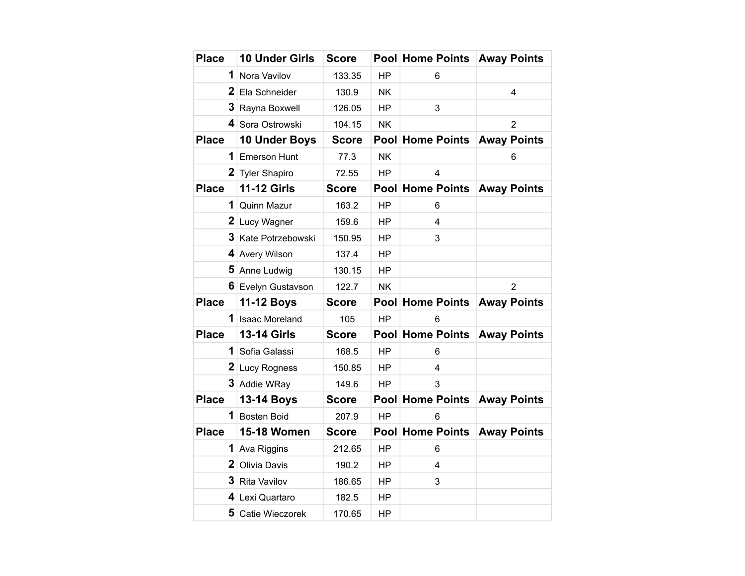| Place | 10 Under Girls | Score | Pool | Home Points | Away Points |
|---|---|---|---|---|---|
| 1 | Nora Vavilov | 133.35 | HP | 6 | |
| 2 | Ela Schneider | 130.9 | NK | | 4 |
| 3 | Rayna Boxwell | 126.05 | HP | 3 | |
| 4 | Sora Ostrowski | 104.15 | NK | | 2 |
| **Place** | **10 Under Boys** | **Score** | **Pool** | **Home Points** | **Away Points** |
| 1 | Emerson Hunt | 77.3 | NK | | 6 |
| 2 | Tyler Shapiro | 72.55 | HP | 4 | |
| **Place** | **11-12 Girls** | **Score** | **Pool** | **Home Points** | **Away Points** |
| 1 | Quinn Mazur | 163.2 | HP | 6 | |
| 2 | Lucy Wagner | 159.6 | HP | 4 | |
| 3 | Kate Potrzebowski | 150.95 | HP | 3 | |
| 4 | Avery Wilson | 137.4 | HP | | |
| 5 | Anne Ludwig | 130.15 | HP | | |
| 6 | Evelyn Gustavson | 122.7 | NK | | 2 |
| **Place** | **11-12 Boys** | **Score** | **Pool** | **Home Points** | **Away Points** |
| 1 | Isaac Moreland | 105 | HP | 6 | |
| **Place** | **13-14 Girls** | **Score** | **Pool** | **Home Points** | **Away Points** |
| 1 | Sofia Galassi | 168.5 | HP | 6 | |
| 2 | Lucy Rogness | 150.85 | HP | 4 | |
| 3 | Addie WRay | 149.6 | HP | 3 | |
| **Place** | **13-14 Boys** | **Score** | **Pool** | **Home Points** | **Away Points** |
| 1 | Bosten Boid | 207.9 | HP | 6 | |
| **Place** | **15-18 Women** | **Score** | **Pool** | **Home Points** | **Away Points** |
| 1 | Ava Riggins | 212.65 | HP | 6 | |
| 2 | Olivia Davis | 190.2 | HP | 4 | |
| 3 | Rita Vavilov | 186.65 | HP | 3 | |
| 4 | Lexi Quartaro | 182.5 | HP | | |
| 5 | Catie Wieczorek | 170.65 | HP | | |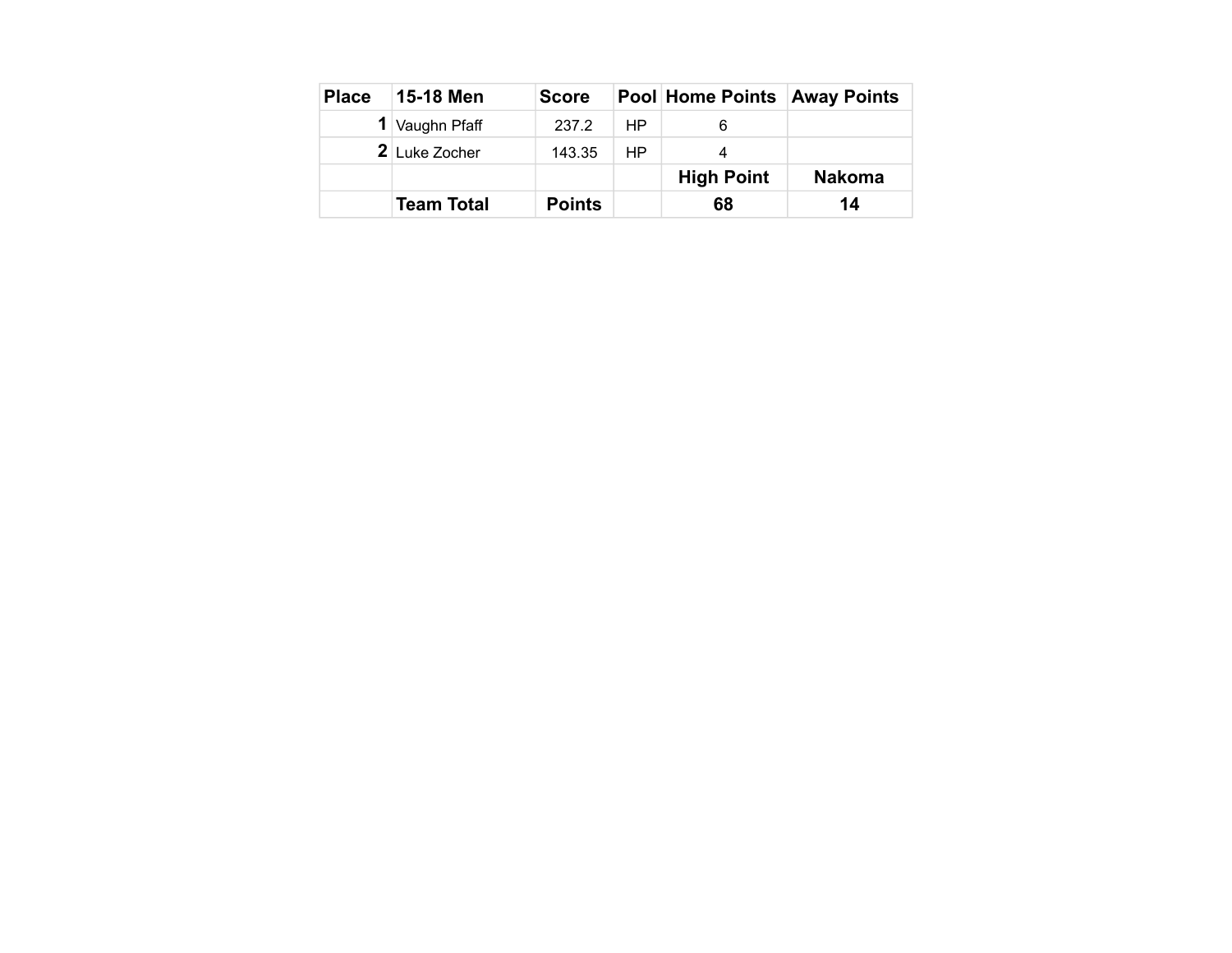| Place | 15-18 Men | Score | Pool | Home Points | Away Points |
|---|---|---|---|---|---|
| 1 | Vaughn Pfaff | 237.2 | HP | 6 | |
| 2 | Luke Zocher | 143.35 | HP | 4 | |
| | | | | **High Point** | **Nakoma** |
| | **Team Total** | **Points** | | **68** | **14** |